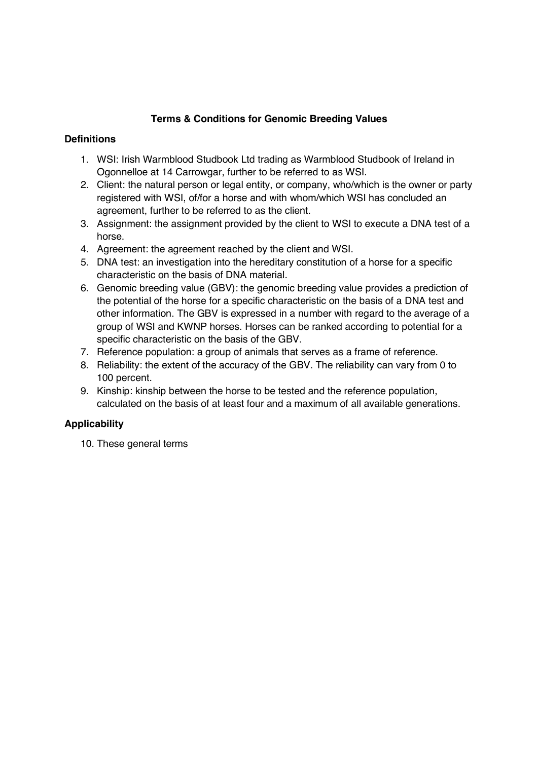**Terms & Conditions for Genomic Breeding Values**

**Definitions**

1. WSI: Irish Warmblood Studbook Ltd trading as Warmblood Studbook of Ireland in Ogonnelloe at 14 Carrowgar, further to be referred to as WSI.
2. Client: the natural person or legal entity, or company, who/which is the owner or party registered with WSI, of/for a horse and with whom/which WSI has concluded an agreement, further to be referred to as the client.
3. Assignment: the assignment provided by the client to WSI to execute a DNA test of a horse.
4. Agreement: the agreement reached by the client and WSI.
5. DNA test: an investigation into the hereditary constitution of a horse for a specific characteristic on the basis of DNA material.
6. Genomic breeding value (GBV): the genomic breeding value provides a prediction of the potential of the horse for a specific characteristic on the basis of a DNA test and other information. The GBV is expressed in a number with regard to the average of a group of WSI and KWNP horses. Horses can be ranked according to potential for a specific characteristic on the basis of the GBV.
7. Reference population: a group of animals that serves as a frame of reference.
8. Reliability: the extent of the accuracy of the GBV. The reliability can vary from 0 to 100 percent.
9. Kinship: kinship between the horse to be tested and the reference population, calculated on the basis of at least four and a maximum of all available generations.

**Applicability**

10. These general terms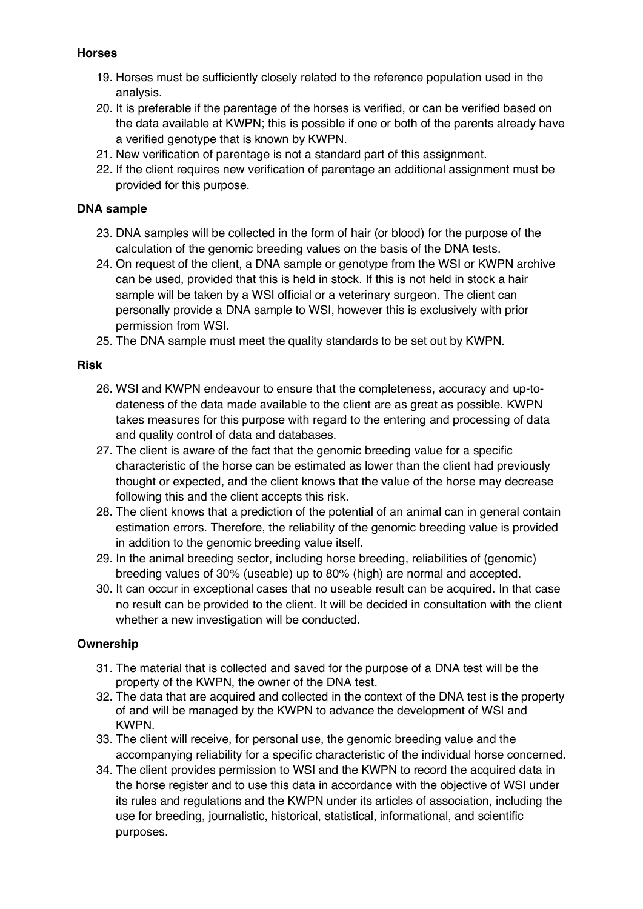**Horses**

19. Horses must be sufficiently closely related to the reference population used in the analysis.
20. It is preferable if the parentage of the horses is verified, or can be verified based on the data available at KWPN; this is possible if one or both of the parents already have a verified genotype that is known by KWPN.
21. New verification of parentage is not a standard part of this assignment.
22. If the client requires new verification of parentage an additional assignment must be provided for this purpose.

**DNA sample**

23. DNA samples will be collected in the form of hair (or blood) for the purpose of the calculation of the genomic breeding values on the basis of the DNA tests.
24. On request of the client, a DNA sample or genotype from the WSI or KWPN archive can be used, provided that this is held in stock. If this is not held in stock a hair sample will be taken by a WSI official or a veterinary surgeon. The client can personally provide a DNA sample to WSI, however this is exclusively with prior permission from WSI.
25. The DNA sample must meet the quality standards to be set out by KWPN.

**Risk**

26. WSI and KWPN endeavour to ensure that the completeness, accuracy and up-to-dateness of the data made available to the client are as great as possible. KWPN takes measures for this purpose with regard to the entering and processing of data and quality control of data and databases.
27. The client is aware of the fact that the genomic breeding value for a specific characteristic of the horse can be estimated as lower than the client had previously thought or expected, and the client knows that the value of the horse may decrease following this and the client accepts this risk.
28. The client knows that a prediction of the potential of an animal can in general contain estimation errors. Therefore, the reliability of the genomic breeding value is provided in addition to the genomic breeding value itself.
29. In the animal breeding sector, including horse breeding, reliabilities of (genomic) breeding values of 30% (useable) up to 80% (high) are normal and accepted.
30. It can occur in exceptional cases that no useable result can be acquired. In that case no result can be provided to the client. It will be decided in consultation with the client whether a new investigation will be conducted.

**Ownership**

31. The material that is collected and saved for the purpose of a DNA test will be the property of the KWPN, the owner of the DNA test.
32. The data that are acquired and collected in the context of the DNA test is the property of and will be managed by the KWPN to advance the development of WSI and KWPN.
33. The client will receive, for personal use, the genomic breeding value and the accompanying reliability for a specific characteristic of the individual horse concerned.
34. The client provides permission to WSI and the KWPN to record the acquired data in the horse register and to use this data in accordance with the objective of WSI under its rules and regulations and the KWPN under its articles of association, including the use for breeding, journalistic, historical, statistical, informational, and scientific purposes.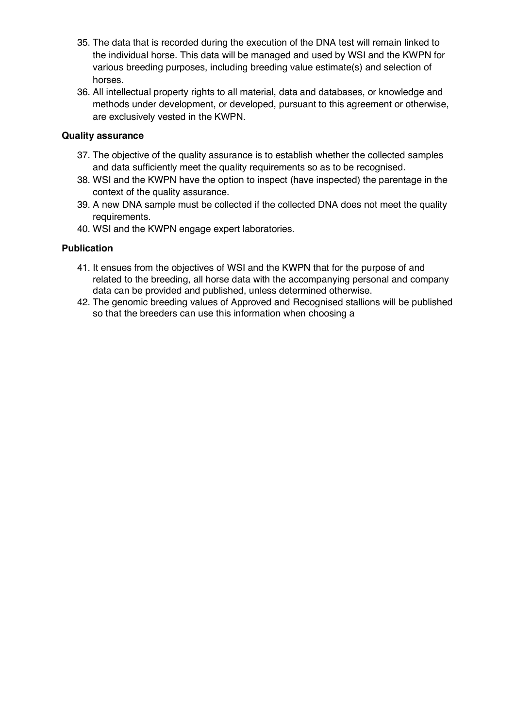35. The data that is recorded during the execution of the DNA test will remain linked to the individual horse. This data will be managed and used by WSI and the KWPN for various breeding purposes, including breeding value estimate(s) and selection of horses.
36. All intellectual property rights to all material, data and databases, or knowledge and methods under development, or developed, pursuant to this agreement or otherwise, are exclusively vested in the KWPN.

**Quality assurance**

37. The objective of the quality assurance is to establish whether the collected samples and data sufficiently meet the quality requirements so as to be recognised.
38. WSI and the KWPN have the option to inspect (have inspected) the parentage in the context of the quality assurance.
39. A new DNA sample must be collected if the collected DNA does not meet the quality requirements.
40. WSI and the KWPN engage expert laboratories.

**Publication**

41. It ensues from the objectives of WSI and the KWPN that for the purpose of and related to the breeding, all horse data with the accompanying personal and company data can be provided and published, unless determined otherwise.
42. The genomic breeding values of Approved and Recognised stallions will be published so that the breeders can use this information when choosing a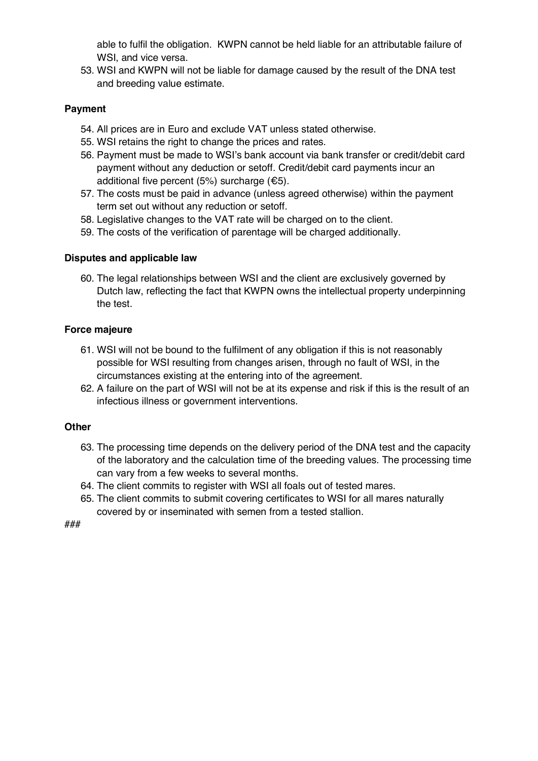able to fulfil the obligation.  KWPN cannot be held liable for an attributable failure of WSI, and vice versa.

53. WSI and KWPN will not be liable for damage caused by the result of the DNA test and breeding value estimate.

**Payment**

54. All prices are in Euro and exclude VAT unless stated otherwise.
55. WSI retains the right to change the prices and rates.
56. Payment must be made to WSI's bank account via bank transfer or credit/debit card payment without any deduction or setoff. Credit/debit card payments incur an additional five percent (5%) surcharge (€5).
57. The costs must be paid in advance (unless agreed otherwise) within the payment term set out without any reduction or setoff.
58. Legislative changes to the VAT rate will be charged on to the client.
59. The costs of the verification of parentage will be charged additionally.

**Disputes and applicable law**

60. The legal relationships between WSI and the client are exclusively governed by Dutch law, reflecting the fact that KWPN owns the intellectual property underpinning the test.

**Force majeure**

61. WSI will not be bound to the fulfilment of any obligation if this is not reasonably possible for WSI resulting from changes arisen, through no fault of WSI, in the circumstances existing at the entering into of the agreement.
62. A failure on the part of WSI will not be at its expense and risk if this is the result of an infectious illness or government interventions.

**Other**

63. The processing time depends on the delivery period of the DNA test and the capacity of the laboratory and the calculation time of the breeding values. The processing time can vary from a few weeks to several months.
64. The client commits to register with WSI all foals out of tested mares.
65. The client commits to submit covering certificates to WSI for all mares naturally covered by or inseminated with semen from a tested stallion.

###